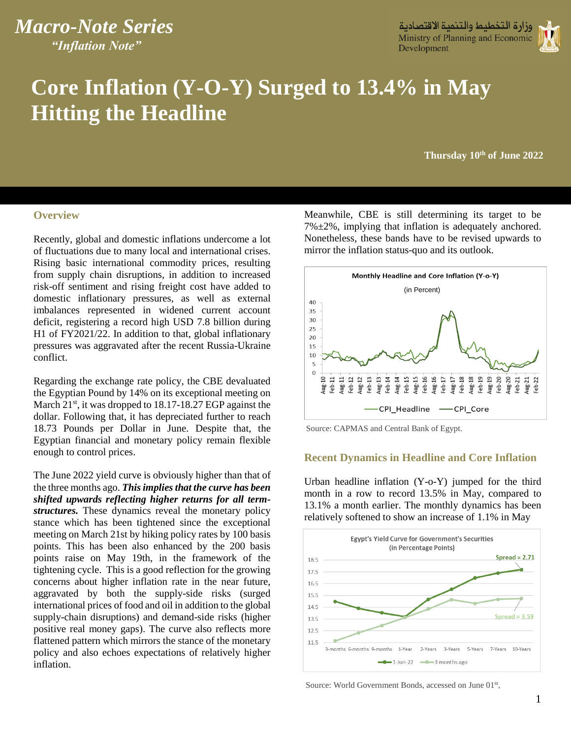Macro-Note Series

*"Inflation Note"*

وزارة التخطيط والتنمية الاقتصادية
Ministry of Planning and Economic Development

# Core Inflation (Y-O-Y) Surged to 13.4% in May Hitting the Headline

**Thursday 10th of June 2022**

## Overview

Recently, global and domestic inflations undercome a lot of fluctuations due to many local and international crises. Rising basic international commodity prices, resulting from supply chain disruptions, in addition to increased risk-off sentiment and rising freight cost have added to domestic inflationary pressures, as well as external imbalances represented in widened current account deficit, registering a record high USD 7.8 billion during H1 of FY2021/22. In addition to that, global inflationary pressures was aggravated after the recent Russia-Ukraine conflict.

Regarding the exchange rate policy, the CBE devaluated the Egyptian Pound by 14% on its exceptional meeting on March 21st, it was dropped to 18.17-18.27 EGP against the dollar. Following that, it has depreciated further to reach 18.73 Pounds per Dollar in June. Despite that, the Egyptian financial and monetary policy remain flexible enough to control prices.

The June 2022 yield curve is obviously higher than that of the three months ago. ***This implies that the curve has been shifted upwards reflecting higher returns for all term-structures.*** These dynamics reveal the monetary policy stance which has been tightened since the exceptional meeting on March 21st by hiking policy rates by 100 basis points. This has been also enhanced by the 200 basis points raise on May 19th, in the framework of the tightening cycle. This is a good reflection for the growing concerns about higher inflation rate in the near future, aggravated by both the supply-side risks (surged international prices of food and oil in addition to the global supply-chain disruptions) and demand-side risks (higher positive real money gaps). The curve also reflects more flattened pattern which mirrors the stance of the monetary policy and also echoes expectations of relatively higher inflation.

Meanwhile, CBE is still determining its target to be 7%±2%, implying that inflation is adequately anchored. Nonetheless, these bands have to be revised upwards to mirror the inflation status-quo and its outlook.

Source: CAPMAS and Central Bank of Egypt.

## Recent Dynamics in Headline and Core Inflation

Urban headline inflation (Y-o-Y) jumped for the third month in a row to record 13.5% in May, compared to 13.1% a month earlier. The monthly dynamics has been relatively softened to show an increase of 1.1% in May

Source: World Government Bonds, accessed on June 01st,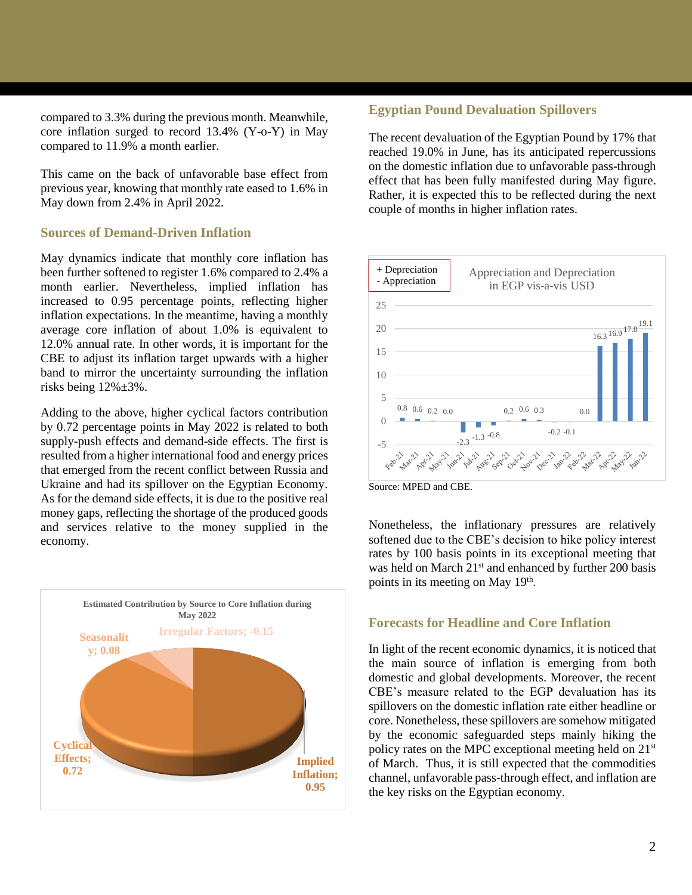compared to 3.3% during the previous month. Meanwhile, core inflation surged to record 13.4% (Y-o-Y) in May compared to 11.9% a month earlier.

This came on the back of unfavorable base effect from previous year, knowing that monthly rate eased to 1.6% in May down from 2.4% in April 2022.

### Sources of Demand-Driven Inflation

May dynamics indicate that monthly core inflation has been further softened to register 1.6% compared to 2.4% a month earlier. Nevertheless, implied inflation has increased to 0.95 percentage points, reflecting higher inflation expectations. In the meantime, having a monthly average core inflation of about 1.0% is equivalent to 12.0% annual rate. In other words, it is important for the CBE to adjust its inflation target upwards with a higher band to mirror the uncertainty surrounding the inflation risks being 12%±3%.

Adding to the above, higher cyclical factors contribution by 0.72 percentage points in May 2022 is related to both supply-push effects and demand-side effects. The first is resulted from a higher international food and energy prices that emerged from the recent conflict between Russia and Ukraine and had its spillover on the Egyptian Economy. As for the demand side effects, it is due to the positive real money gaps, reflecting the shortage of the produced goods and services relative to the money supplied in the economy.

**Estimated Contribution by Source to Core Inflation during May 2022**

| Source | Contribution |
|---|---|
| Implied Inflation | 0.95 |
| Cyclical Effects | 0.72 |
| Seasonality | 0.08 |
| Irregular Factors | -0.15 |

### Egyptian Pound Devaluation Spillovers

The recent devaluation of the Egyptian Pound by 17% that reached 19.0% in June, has its anticipated repercussions on the domestic inflation due to unfavorable pass-through effect that has been fully manifested during May figure. Rather, it is expected this to be reflected during the next couple of months in higher inflation rates.

**Appreciation and Depreciation in EGP vis-a-vis USD** (+ Depreciation, - Appreciation)

| Feb-21 | Mar-21 | Apr-21 | May-21 | Jun-21 | Jul-21 | Aug-21 | Sep-21 | Oct-21 | Nov-21 | Dec-21 | Jan-22 | Feb-22 | Mar-22 | Apr-22 | May-22 | Jun-22 |
|---|---|---|---|---|---|---|---|---|---|---|---|---|---|---|---|---|
| 0.8 | 0.6 | 0.2 | 0.0 | -2.3 | -1.3 | -0.8 | 0.2 | 0.6 | 0.3 | -0.2 | -0.1 | 0.0 | 16.3 | 16.9 | 17.8 | 19.1 |

Source: MPED and CBE.

Nonetheless, the inflationary pressures are relatively softened due to the CBE's decision to hike policy interest rates by 100 basis points in its exceptional meeting that was held on March 21st and enhanced by further 200 basis points in its meeting on May 19th.

### Forecasts for Headline and Core Inflation

In light of the recent economic dynamics, it is noticed that the main source of inflation is emerging from both domestic and global developments. Moreover, the recent CBE's measure related to the EGP devaluation has its spillovers on the domestic inflation rate either headline or core. Nonetheless, these spillovers are somehow mitigated by the economic safeguarded steps mainly hiking the policy rates on the MPC exceptional meeting held on 21st of March. Thus, it is still expected that the commodities channel, unfavorable pass-through effect, and inflation are the key risks on the Egyptian economy.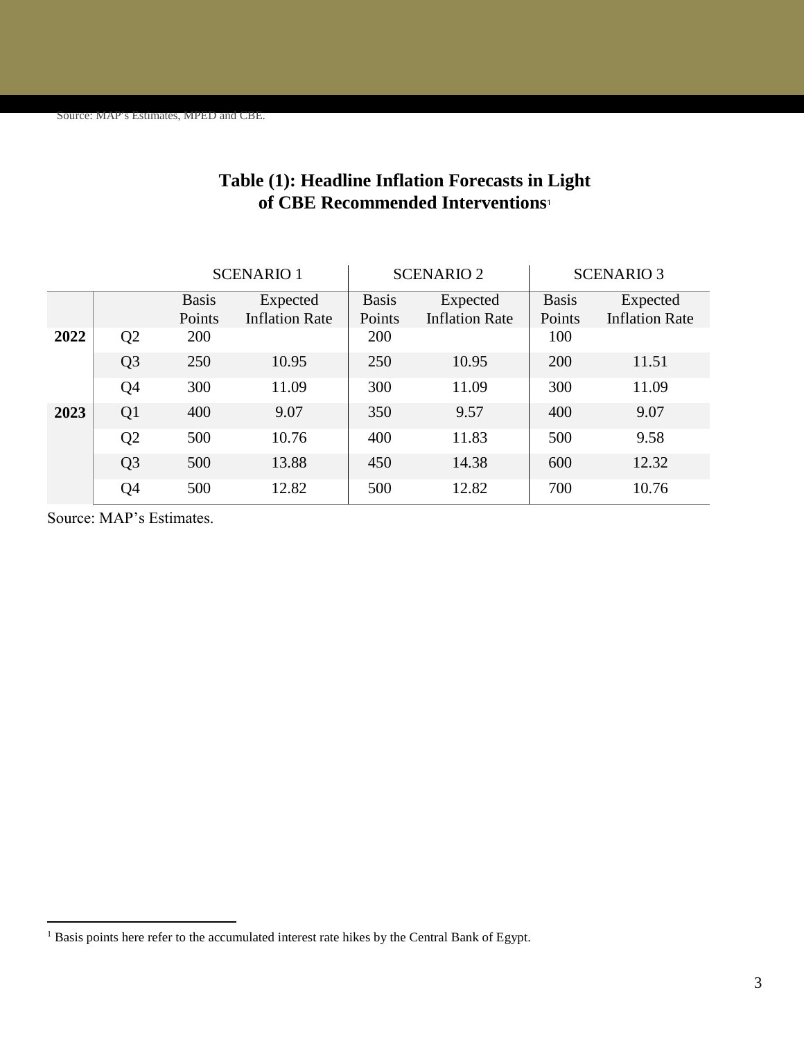Source: MAP's Estimates, MPED and CBE.

**Table (1): Headline Inflation Forecasts in Light of CBE Recommended Interventions**[1]

| | | SCENARIO 1 | | SCENARIO 2 | | SCENARIO 3 | |
|---|---|---|---|---|---|---|---|
| | | Basis Points | Expected Inflation Rate | Basis Points | Expected Inflation Rate | Basis Points | Expected Inflation Rate |
| **2022** | Q2 | 200 | | 200 | | 100 | |
| | Q3 | 250 | 10.95 | 250 | 10.95 | 200 | 11.51 |
| | Q4 | 300 | 11.09 | 300 | 11.09 | 300 | 11.09 |
| **2023** | Q1 | 400 | 9.07 | 350 | 9.57 | 400 | 9.07 |
| | Q2 | 500 | 10.76 | 400 | 11.83 | 500 | 9.58 |
| | Q3 | 500 | 13.88 | 450 | 14.38 | 600 | 12.32 |
| | Q4 | 500 | 12.82 | 500 | 12.82 | 700 | 10.76 |

Source: MAP's Estimates.

[1] Basis points here refer to the accumulated interest rate hikes by the Central Bank of Egypt.